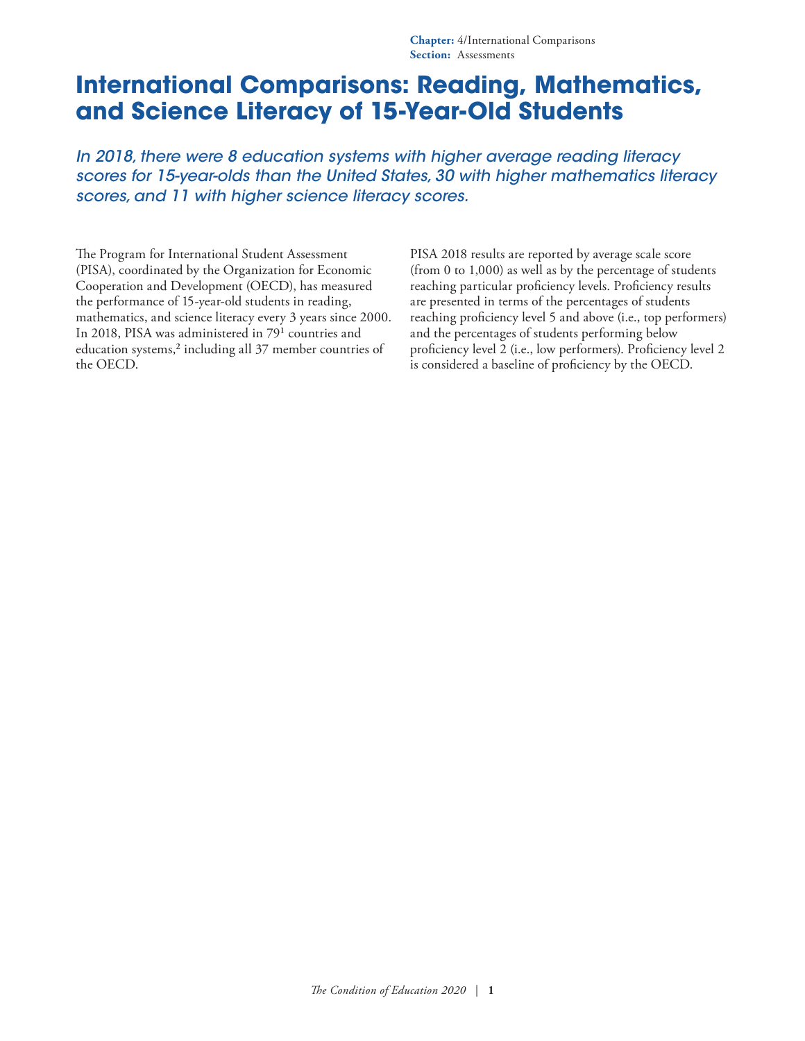Chapter: 4/International Comparisons
Section: Assessments

# International Comparisons: Reading, Mathematics, and Science Literacy of 15-Year-Old Students

*In 2018, there were 8 education systems with higher average reading literacy scores for 15-year-olds than the United States, 30 with higher mathematics literacy scores, and 11 with higher science literacy scores.*

The Program for International Student Assessment (PISA), coordinated by the Organization for Economic Cooperation and Development (OECD), has measured the performance of 15-year-old students in reading, mathematics, and science literacy every 3 years since 2000. In 2018, PISA was administered in 79[1] countries and education systems,[2] including all 37 member countries of the OECD.

PISA 2018 results are reported by average scale score (from 0 to 1,000) as well as by the percentage of students reaching particular proficiency levels. Proficiency results are presented in terms of the percentages of students reaching proficiency level 5 and above (i.e., top performers) and the percentages of students performing below proficiency level 2 (i.e., low performers). Proficiency level 2 is considered a baseline of proficiency by the OECD.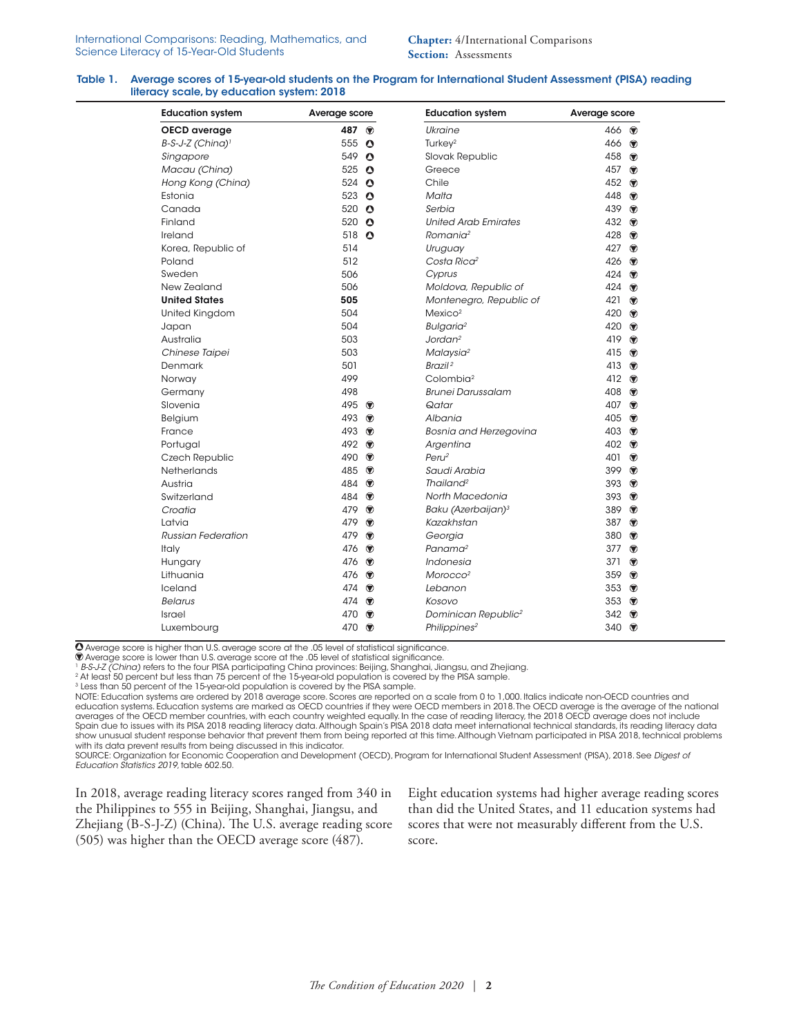**Table 1. Average scores of 15-year-old students on the Program for International Student Assessment (PISA) reading literacy scale, by education system: 2018**

| Education system | Average score | | Education system | Average score | |
|---|---|---|---|---|---|
| **OECD average** | **487** | ▼ | *Ukraine* | 466 | ▼ |
| *B-S-J-Z (China)*[1] | 555 | ▲ | Turkey[2] | 466 | ▼ |
| *Singapore* | 549 | ▲ | Slovak Republic | 458 | ▼ |
| *Macau (China)* | 525 | ▲ | Greece | 457 | ▼ |
| *Hong Kong (China)* | 524 | ▲ | Chile | 452 | ▼ |
| Estonia | 523 | ▲ | *Malta* | 448 | ▼ |
| Canada | 520 | ▲ | *Serbia* | 439 | ▼ |
| Finland | 520 | ▲ | *United Arab Emirates* | 432 | ▼ |
| Ireland | 518 | ▲ | *Romania*[2] | 428 | ▼ |
| Korea, Republic of | 514 | | *Uruguay* | 427 | ▼ |
| Poland | 512 | | *Costa Rica*[2] | 426 | ▼ |
| Sweden | 506 | | *Cyprus* | 424 | ▼ |
| New Zealand | 506 | | *Moldova, Republic of* | 424 | ▼ |
| **United States** | **505** | | *Montenegro, Republic of* | 421 | ▼ |
| United Kingdom | 504 | | Mexico[2] | 420 | ▼ |
| Japan | 504 | | *Bulgaria*[2] | 420 | ▼ |
| Australia | 503 | | *Jordan*[2] | 419 | ▼ |
| *Chinese Taipei* | 503 | | *Malaysia*[2] | 415 | ▼ |
| Denmark | 501 | | *Brazil*[2] | 413 | ▼ |
| Norway | 499 | | Colombia[2] | 412 | ▼ |
| Germany | 498 | | *Brunei Darussalam* | 408 | ▼ |
| Slovenia | 495 | ▼ | *Qatar* | 407 | ▼ |
| Belgium | 493 | ▼ | *Albania* | 405 | ▼ |
| France | 493 | ▼ | *Bosnia and Herzegovina* | 403 | ▼ |
| Portugal | 492 | ▼ | *Argentina* | 402 | ▼ |
| Czech Republic | 490 | ▼ | *Peru*[2] | 401 | ▼ |
| Netherlands | 485 | ▼ | *Saudi Arabia* | 399 | ▼ |
| Austria | 484 | ▼ | *Thailand*[2] | 393 | ▼ |
| Switzerland | 484 | ▼ | *North Macedonia* | 393 | ▼ |
| *Croatia* | 479 | ▼ | *Baku (Azerbaijan)*[3] | 389 | ▼ |
| Latvia | 479 | ▼ | *Kazakhstan* | 387 | ▼ |
| *Russian Federation* | 479 | ▼ | *Georgia* | 380 | ▼ |
| Italy | 476 | ▼ | *Panama*[2] | 377 | ▼ |
| Hungary | 476 | ▼ | *Indonesia* | 371 | ▼ |
| Lithuania | 476 | ▼ | *Morocco*[2] | 359 | ▼ |
| Iceland | 474 | ▼ | *Lebanon* | 353 | ▼ |
| *Belarus* | 474 | ▼ | *Kosovo* | 353 | ▼ |
| Israel | 470 | ▼ | *Dominican Republic*[2] | 342 | ▼ |
| Luxembourg | 470 | ▼ | *Philippines*[2] | 340 | ▼ |

▲ Average score is higher than U.S. average score at the .05 level of statistical significance.
▼ Average score is lower than U.S. average score at the .05 level of statistical significance.
[1] *B-S-J-Z (China)* refers to the four PISA participating China provinces: Beijing, Shanghai, Jiangsu, and Zhejiang.
[2] At least 50 percent but less than 75 percent of the 15-year-old population is covered by the PISA sample.
[3] Less than 50 percent of the 15-year-old population is covered by the PISA sample.
NOTE: Education systems are ordered by 2018 average score. Scores are reported on a scale from 0 to 1,000. Italics indicate non-OECD countries and education systems. Education systems are marked as OECD countries if they were OECD members in 2018. The OECD average is the average of the national averages of the OECD member countries, with each country weighted equally. In the case of reading literacy, the 2018 OECD average does not include Spain due to issues with its PISA 2018 reading literacy data. Although Spain's PISA 2018 data meet international technical standards, its reading literacy data show unusual student response behavior that prevent them from being reported at this time. Although Vietnam participated in PISA 2018, technical problems with its data prevent results from being discussed in this indicator.
SOURCE: Organization for Economic Cooperation and Development (OECD), Program for International Student Assessment (PISA), 2018. See *Digest of Education Statistics 2019*, table 602.50.

In 2018, average reading literacy scores ranged from 340 in the Philippines to 555 in Beijing, Shanghai, Jiangsu, and Zhejiang (B-S-J-Z) (China). The U.S. average reading score (505) was higher than the OECD average score (487).

Eight education systems had higher average reading scores than did the United States, and 11 education systems had scores that were not measurably different from the U.S. score.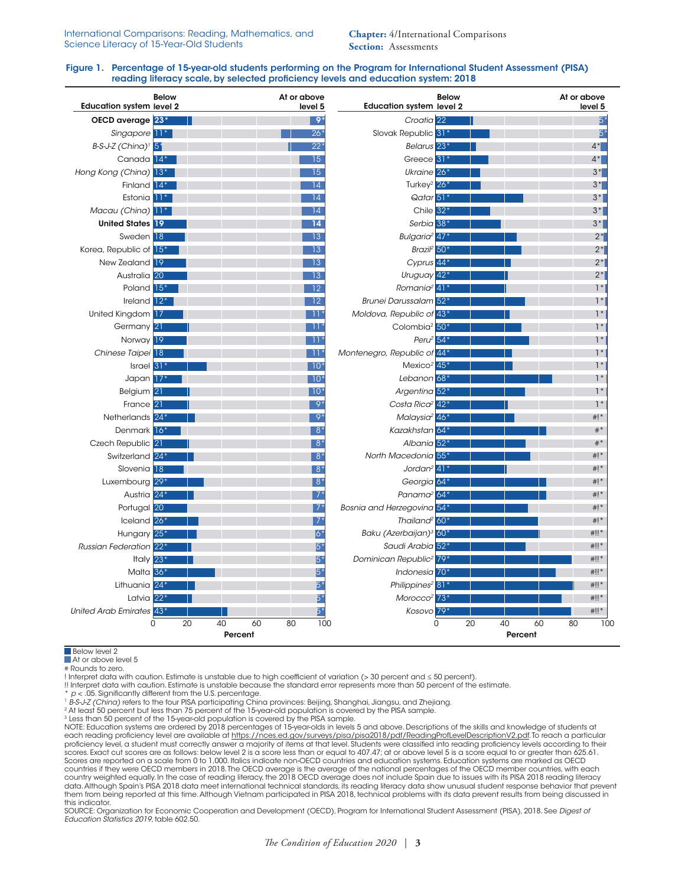**Figure 1. Percentage of 15-year-old students performing on the Program for International Student Assessment (PISA) reading literacy scale, by selected proficiency levels and education system: 2018**

| Education system | Below level 2 | At or above level 5 |
|---|---|---|
| **OECD average** | **23*** | **9*** |
| *Singapore* | 11* | 26* |
| *B-S-J-Z (China)*[1] | 5* | 22* |
| Canada | 14* | 15 |
| *Hong Kong (China)* | 13* | 15 |
| Finland | 14* | 14 |
| Estonia | 11* | 14 |
| *Macau (China)* | 11* | 14 |
| **United States** | **19** | **14** |
| Sweden | 18 | 13 |
| Korea, Republic of | 15* | 13 |
| New Zealand | 19 | 13 |
| Australia | 20 | 13 |
| Poland | 15* | 12 |
| Ireland | 12* | 12 |
| United Kingdom | 17 | 11* |
| Germany | 21 | 11* |
| Norway | 19 | 11* |
| *Chinese Taipei* | 18 | 11* |
| Israel | 31* | 10* |
| Japan | 17* | 10* |
| Belgium | 21 | 10* |
| France | 21 | 9* |
| Netherlands | 24* | 9* |
| Denmark | 16* | 8* |
| Czech Republic | 21 | 8* |
| Switzerland | 24* | 8* |
| Slovenia | 18 | 8* |
| Luxembourg | 29* | 8* |
| Austria | 24* | 7* |
| Portugal | 20 | 7* |
| Iceland | 26* | 7* |
| Hungary | 25* | 6* |
| *Russian Federation* | 22* | 5* |
| Italy | 23* | 5* |
| *Malta* | 36* | 5* |
| Lithuania | 24* | 5* |
| Latvia | 22* | 5* |
| *United Arab Emirates* | 43* | 5* |
| *Croatia* | 22 | 5* |
| Slovak Republic | 31* | 5* |
| *Belarus* | 23* | 4* |
| Greece | 31* | 4* |
| *Ukraine* | 26* | 3* |
| Turkey[2] | 26* | 3* |
| *Qatar* | 51* | 3* |
| Chile | 32* | 3* |
| *Serbia* | 38* | 3* |
| *Bulgaria*[2] | 47* | 2* |
| *Brazil*[2] | 50* | 2* |
| *Cyprus* | 44* | 2* |
| *Uruguay* | 42* | 2* |
| *Romania*[2] | 41* | 1* |
| *Brunei Darussalam* | 52* | 1* |
| *Moldova, Republic of* | 43* | 1* |
| Colombia[2] | 50* | 1* |
| *Peru*[2] | 54* | 1* |
| *Montenegro, Republic of* | 44* | 1* |
| Mexico[2] | 45* | 1* |
| *Lebanon* | 68* | 1* |
| *Argentina* | 52* | 1* |
| *Costa Rica*[2] | 42* | 1* |
| *Malaysia*[2] | 46* | #!* |
| *Kazakhstan* | 64* | #* |
| *Albania* | 52* | #* |
| *North Macedonia* | 55* | #!* |
| *Jordan*[2] | 41* | #!* |
| *Georgia* | 64* | #!* |
| *Panama*[2] | 64* | #!* |
| *Bosnia and Herzegovina* | 54* | #!* |
| *Thailand*[2] | 60* | #!* |
| *Baku (Azerbaijan)*[3] | 60* | #!!* |
| *Saudi Arabia* | 52* | #!!* |
| *Dominican Republic*[2] | 79* | #!!* |
| *Indonesia* | 70* | #!!* |
| *Philippines*[2] | 81* | #!!* |
| *Morocco*[2] | 73* | #!!* |
| *Kosovo* | 79* | #!!* |

Below level 2
At or above level 5

\# Rounds to zero.
! Interpret data with caution. Estimate is unstable due to high coefficient of variation (> 30 percent and ≤ 50 percent).
!! Interpret data with caution. Estimate is unstable because the standard error represents more than 50 percent of the estimate.
\* $p < .05$. Significantly different from the U.S. percentage.
[1] *B-S-J-Z (China)* refers to the four PISA participating China provinces: Beijing, Shanghai, Jiangsu, and Zhejiang.
[2] At least 50 percent but less than 75 percent of the 15-year-old population is covered by the PISA sample.
[3] Less than 50 percent of the 15-year-old population is covered by the PISA sample.
NOTE: Education systems are ordered by 2018 percentages of 15-year-olds in levels 5 and above. Descriptions of the skills and knowledge of students at each reading proficiency level are available at https://nces.ed.gov/surveys/pisa/pisa2018/pdf/ReadingProfLevelDescriptionV2.pdf. To reach a particular proficiency level, a student must correctly answer a majority of items at that level. Students were classified into reading proficiency levels according to their scores. Exact cut scores are as follows: below level 2 is a score less than or equal to 407.47; at or above level 5 is a score equal to or greater than 625.61. Scores are reported on a scale from 0 to 1,000. Italics indicate non-OECD countries and education systems. Education systems are marked as OECD countries if they were OECD members in 2018. The OECD average is the average of the national percentages of the OECD member countries, with each country weighted equally. In the case of reading literacy, the 2018 OECD average does not include Spain due to issues with its PISA 2018 reading literacy data. Although Spain's PISA 2018 data meet international technical standards, its reading literacy data show unusual student response behavior that prevent them from being reported at this time. Although Vietnam participated in PISA 2018, technical problems with its data prevent results from being discussed in this indicator.
SOURCE: Organization for Economic Cooperation and Development (OECD), Program for International Student Assessment (PISA), 2018. See *Digest of Education Statistics 2019*, table 602.50.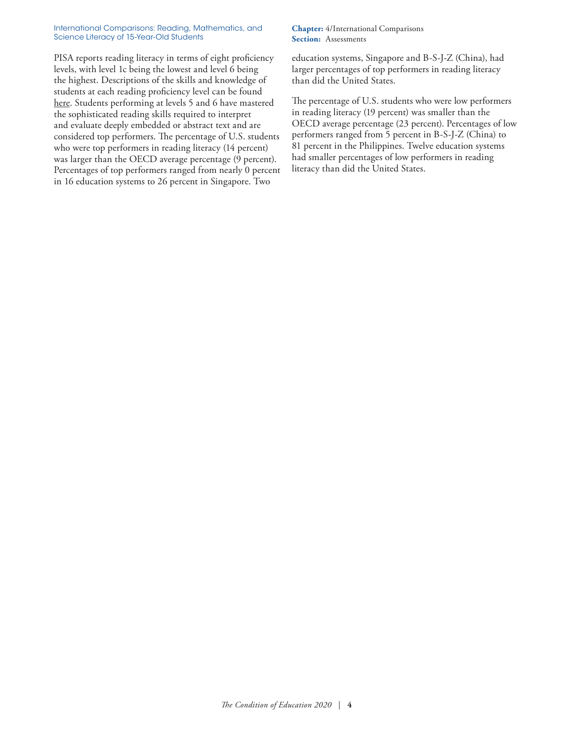PISA reports reading literacy in terms of eight proficiency levels, with level 1c being the lowest and level 6 being the highest. Descriptions of the skills and knowledge of students at each reading proficiency level can be found here. Students performing at levels 5 and 6 have mastered the sophisticated reading skills required to interpret and evaluate deeply embedded or abstract text and are considered top performers. The percentage of U.S. students who were top performers in reading literacy (14 percent) was larger than the OECD average percentage (9 percent). Percentages of top performers ranged from nearly 0 percent in 16 education systems to 26 percent in Singapore. Two education systems, Singapore and B-S-J-Z (China), had larger percentages of top performers in reading literacy than did the United States.

The percentage of U.S. students who were low performers in reading literacy (19 percent) was smaller than the OECD average percentage (23 percent). Percentages of low performers ranged from 5 percent in B-S-J-Z (China) to 81 percent in the Philippines. Twelve education systems had smaller percentages of low performers in reading literacy than did the United States.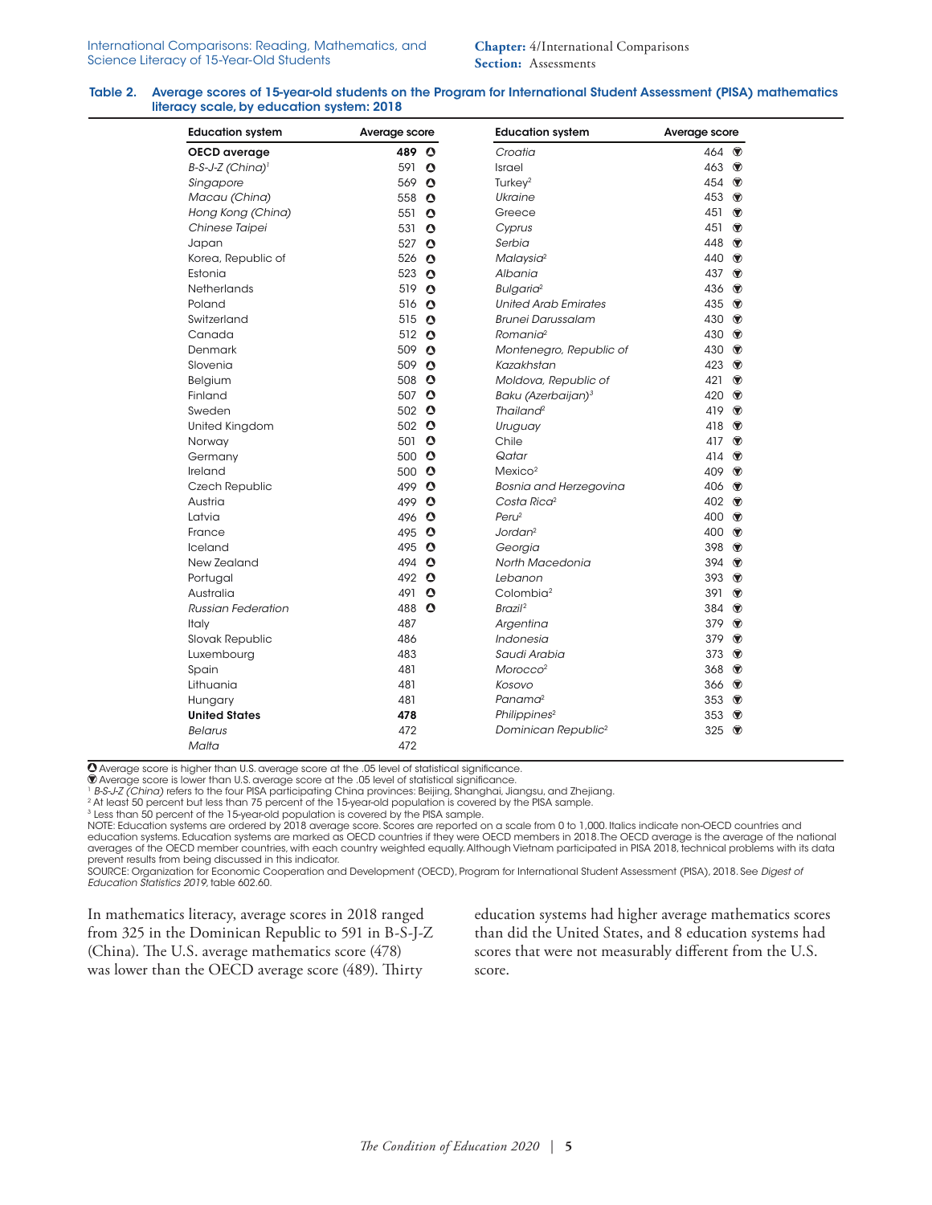**Table 2. Average scores of 15-year-old students on the Program for International Student Assessment (PISA) mathematics literacy scale, by education system: 2018**

| Education system | Average score | Education system | Average score |
|---|---|---|---|
| **OECD average** | **489** ▲ | *Croatia* | 464 ▼ |
| *B-S-J-Z (China)*[1] | 591 ▲ | Israel | 463 ▼ |
| *Singapore* | 569 ▲ | Turkey[2] | 454 ▼ |
| *Macau (China)* | 558 ▲ | *Ukraine* | 453 ▼ |
| *Hong Kong (China)* | 551 ▲ | Greece | 451 ▼ |
| *Chinese Taipei* | 531 ▲ | *Cyprus* | 451 ▼ |
| Japan | 527 ▲ | *Serbia* | 448 ▼ |
| Korea, Republic of | 526 ▲ | *Malaysia*[2] | 440 ▼ |
| Estonia | 523 ▲ | *Albania* | 437 ▼ |
| Netherlands | 519 ▲ | *Bulgaria*[2] | 436 ▼ |
| Poland | 516 ▲ | *United Arab Emirates* | 435 ▼ |
| Switzerland | 515 ▲ | *Brunei Darussalam* | 430 ▼ |
| Canada | 512 ▲ | *Romania*[2] | 430 ▼ |
| Denmark | 509 ▲ | *Montenegro, Republic of* | 430 ▼ |
| Slovenia | 509 ▲ | *Kazakhstan* | 423 ▼ |
| Belgium | 508 ▲ | *Moldova, Republic of* | 421 ▼ |
| Finland | 507 ▲ | *Baku (Azerbaijan)*[3] | 420 ▼ |
| Sweden | 502 ▲ | *Thailand*[2] | 419 ▼ |
| United Kingdom | 502 ▲ | *Uruguay* | 418 ▼ |
| Norway | 501 ▲ | Chile | 417 ▼ |
| Germany | 500 ▲ | *Qatar* | 414 ▼ |
| Ireland | 500 ▲ | Mexico[2] | 409 ▼ |
| Czech Republic | 499 ▲ | *Bosnia and Herzegovina* | 406 ▼ |
| Austria | 499 ▲ | *Costa Rica*[2] | 402 ▼ |
| Latvia | 496 ▲ | *Peru*[2] | 400 ▼ |
| France | 495 ▲ | *Jordan*[2] | 400 ▼ |
| Iceland | 495 ▲ | *Georgia* | 398 ▼ |
| New Zealand | 494 ▲ | *North Macedonia* | 394 ▼ |
| Portugal | 492 ▲ | *Lebanon* | 393 ▼ |
| Australia | 491 ▲ | Colombia[2] | 391 ▼ |
| *Russian Federation* | 488 ▲ | *Brazil*[2] | 384 ▼ |
| Italy | 487 | *Argentina* | 379 ▼ |
| Slovak Republic | 486 | *Indonesia* | 379 ▼ |
| Luxembourg | 483 | *Saudi Arabia* | 373 ▼ |
| Spain | 481 | *Morocco*[2] | 368 ▼ |
| Lithuania | 481 | *Kosovo* | 366 ▼ |
| Hungary | 481 | *Panama*[2] | 353 ▼ |
| **United States** | **478** | *Philippines*[2] | 353 ▼ |
| *Belarus* | 472 | *Dominican Republic*[2] | 325 ▼ |
| *Malta* | 472 | | |

▲ Average score is higher than U.S. average score at the .05 level of statistical significance.
▼ Average score is lower than U.S. average score at the .05 level of statistical significance.
[1] *B-S-J-Z (China)* refers to the four PISA participating China provinces: Beijing, Shanghai, Jiangsu, and Zhejiang.
[2] At least 50 percent but less than 75 percent of the 15-year-old population is covered by the PISA sample.
[3] Less than 50 percent of the 15-year-old population is covered by the PISA sample.
NOTE: Education systems are ordered by 2018 average score. Scores are reported on a scale from 0 to 1,000. Italics indicate non-OECD countries and education systems. Education systems are marked as OECD countries if they were OECD members in 2018. The OECD average is the average of the national averages of the OECD member countries, with each country weighted equally. Although Vietnam participated in PISA 2018, technical problems with its data prevent results from being discussed in this indicator.
SOURCE: Organization for Economic Cooperation and Development (OECD), Program for International Student Assessment (PISA), 2018. See *Digest of Education Statistics 2019*, table 602.60.

In mathematics literacy, average scores in 2018 ranged from 325 in the Dominican Republic to 591 in B-S-J-Z (China). The U.S. average mathematics score (478) was lower than the OECD average score (489). Thirty education systems had higher average mathematics scores than did the United States, and 8 education systems had scores that were not measurably different from the U.S. score.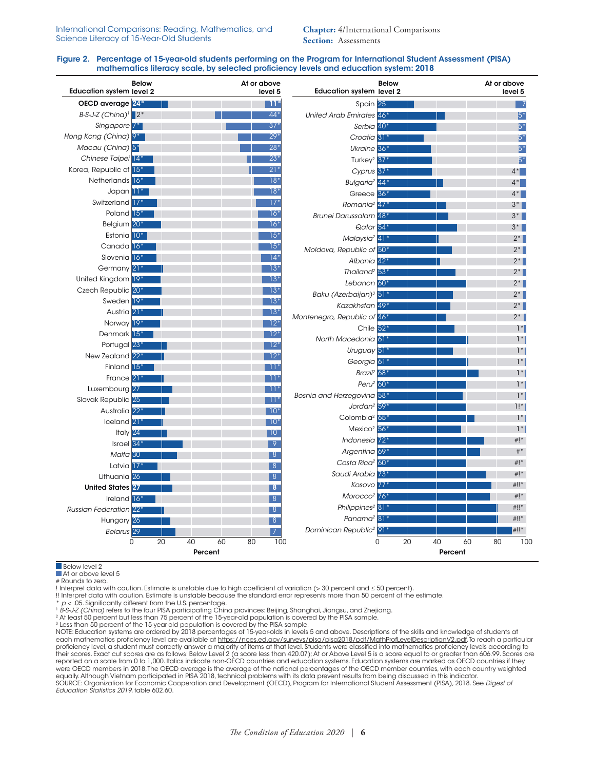**Figure 2. Percentage of 15-year-old students performing on the Program for International Student Assessment (PISA) mathematics literacy scale, by selected proficiency levels and education system: 2018**

| Education system | Below level 2 | At or above level 5 |
|---|---|---|
| **OECD average** | **24*** | **11*** |
| *B-S-J-Z (China)*[1] | 2* | 44* |
| Singapore | 7* | 37* |
| *Hong Kong (China)* | 9* | 29* |
| *Macau (China)* | 5* | 28* |
| *Chinese Taipei* | 14* | 23* |
| Korea, Republic of | 15* | 21* |
| Netherlands | 16* | 18* |
| Japan | 11* | 18* |
| Switzerland | 17* | 17* |
| Poland | 15* | 16* |
| Belgium | 20* | 16* |
| Estonia | 10* | 15* |
| Canada | 16* | 15* |
| Slovenia | 16* | 14* |
| Germany | 21* | 13* |
| United Kingdom | 19* | 13* |
| Czech Republic | 20* | 13* |
| Sweden | 19* | 13* |
| Austria | 21* | 13* |
| Norway | 19* | 12* |
| Denmark | 15* | 12* |
| Portugal | 23* | 12* |
| New Zealand | 22* | 12* |
| Finland | 15* | 11* |
| France | 21* | 11* |
| Luxembourg | 27 | 11* |
| Slovak Republic | 25 | 11* |
| Australia | 22* | 10* |
| Iceland | 21* | 10* |
| Italy | 24 | 10 |
| Israel | 34* | 9 |
| *Malta* | 30 | 8 |
| Latvia | 17* | 8 |
| Lithuania | 26 | 8 |
| **United States** | **27** | **8** |
| Ireland | 16* | 8 |
| *Russian Federation* | 22* | 8 |
| Hungary | 26 | 8 |
| *Belarus* | 29 | 7 |
| Spain | 25 | 7 |
| *United Arab Emirates* | 46* | 5* |
| *Serbia* | 40* | 5* |
| *Croatia* | 31* | 5* |
| *Ukraine* | 36* | 5* |
| Turkey[2] | 37* | 5* |
| *Cyprus* | 37* | 4* |
| *Bulgaria*[2] | 44* | 4* |
| Greece | 36* | 4* |
| *Romania*[2] | 47* | 3* |
| *Brunei Darussalam* | 48* | 3* |
| *Qatar* | 54* | 3* |
| *Malaysia*[2] | 41* | 2* |
| *Moldova, Republic of* | 50* | 2* |
| *Albania* | 42* | 2* |
| *Thailand*[2] | 53* | 2* |
| *Lebanon* | 60* | 2* |
| *Baku (Azerbaijan)*[3] | 51* | 2* |
| *Kazakhstan* | 49* | 2* |
| *Montenegro, Republic of* | 46* | 2* |
| Chile | 52* | 1* |
| *North Macedonia* | 61* | 1* |
| *Uruguay* | 51* | 1* |
| *Georgia* | 61* | 1* |
| *Brazil*[2] | 68* | 1* |
| *Peru*[2] | 60* | 1* |
| *Bosnia and Herzegovina* | 58* | 1* |
| *Jordan*[2] | 59* | 1!* |
| Colombia[2] | 65* | 1* |
| Mexico[2] | 56* | 1* |
| *Indonesia* | 72* | #!* |
| *Argentina* | 69* | #* |
| *Costa Rica*[2] | 60* | #!* |
| *Saudi Arabia* | 73* | #!* |
| *Kosovo* | 77* | #!!* |
| *Morocco*[2] | 76* | #!* |
| *Philippines*[2] | 81* | #!!* |
| *Panama*[2] | 81* | #!!* |
| *Dominican Republic*[2] | 91* | #!!* |

Below level 2

At or above level 5

\# Rounds to zero.

! Interpret data with caution. Estimate is unstable due to high coefficient of variation (> 30 percent and ≤ 50 percent).

!! Interpret data with caution. Estimate is unstable because the standard error represents more than 50 percent of the estimate.

\* $p < .05$. Significantly different from the U.S. percentage.

[1] *B-S-J-Z (China)* refers to the four PISA participating China provinces: Beijing, Shanghai, Jiangsu, and Zhejiang.

[2] At least 50 percent but less than 75 percent of the 15-year-old population is covered by the PISA sample.

[3] Less than 50 percent of the 15-year-old population is covered by the PISA sample.

NOTE: Education systems are ordered by 2018 percentages of 15-year-olds in levels 5 and above. Descriptions of the skills and knowledge of students at each mathematics proficiency level are available at https://nces.ed.gov/surveys/pisa/pisa2018/pdf/MathProfLevelDescriptionV2.pdf. To reach a particular proficiency level, a student must correctly answer a majority of items at that level. Students were classified into mathematics proficiency levels according to their scores. Exact cut scores are as follows: Below Level 2 (a score less than 420.07); At or Above Level 5 is a score equal to or greater than 606.99. Scores are reported on a scale from 0 to 1,000. Italics indicate non-OECD countries and education systems. Education systems are marked as OECD countries if they were OECD members in 2018. The OECD average is the average of the national percentages of the OECD member countries, with each country weighted equally. Although Vietnam participated in PISA 2018, technical problems with its data prevent results from being discussed in this indicator.

SOURCE: Organization for Economic Cooperation and Development (OECD), Program for International Student Assessment (PISA), 2018. See *Digest of Education Statistics 2019*, table 602.60.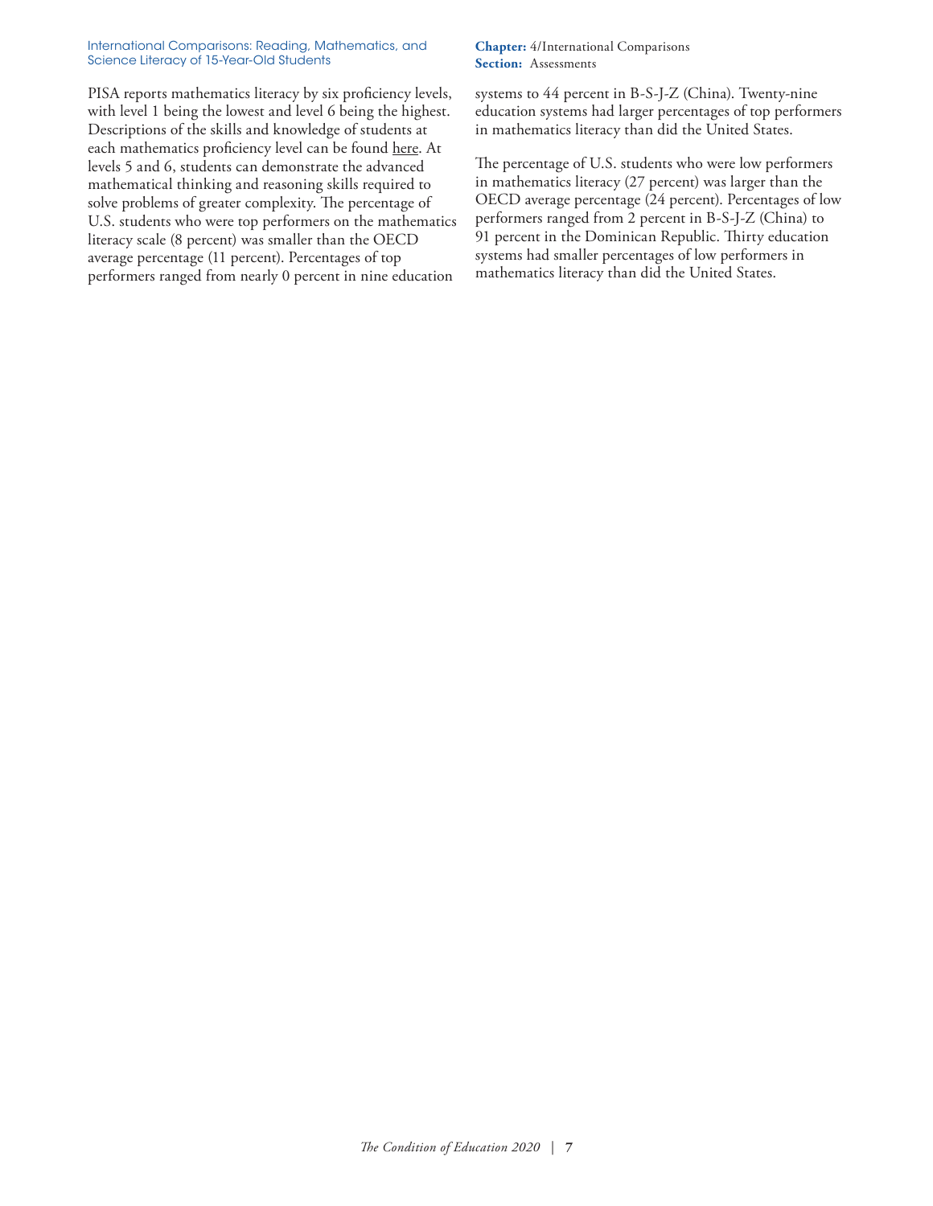PISA reports mathematics literacy by six proficiency levels, with level 1 being the lowest and level 6 being the highest. Descriptions of the skills and knowledge of students at each mathematics proficiency level can be found here. At levels 5 and 6, students can demonstrate the advanced mathematical thinking and reasoning skills required to solve problems of greater complexity. The percentage of U.S. students who were top performers on the mathematics literacy scale (8 percent) was smaller than the OECD average percentage (11 percent). Percentages of top performers ranged from nearly 0 percent in nine education systems to 44 percent in B-S-J-Z (China). Twenty-nine education systems had larger percentages of top performers in mathematics literacy than did the United States.

The percentage of U.S. students who were low performers in mathematics literacy (27 percent) was larger than the OECD average percentage (24 percent). Percentages of low performers ranged from 2 percent in B-S-J-Z (China) to 91 percent in the Dominican Republic. Thirty education systems had smaller percentages of low performers in mathematics literacy than did the United States.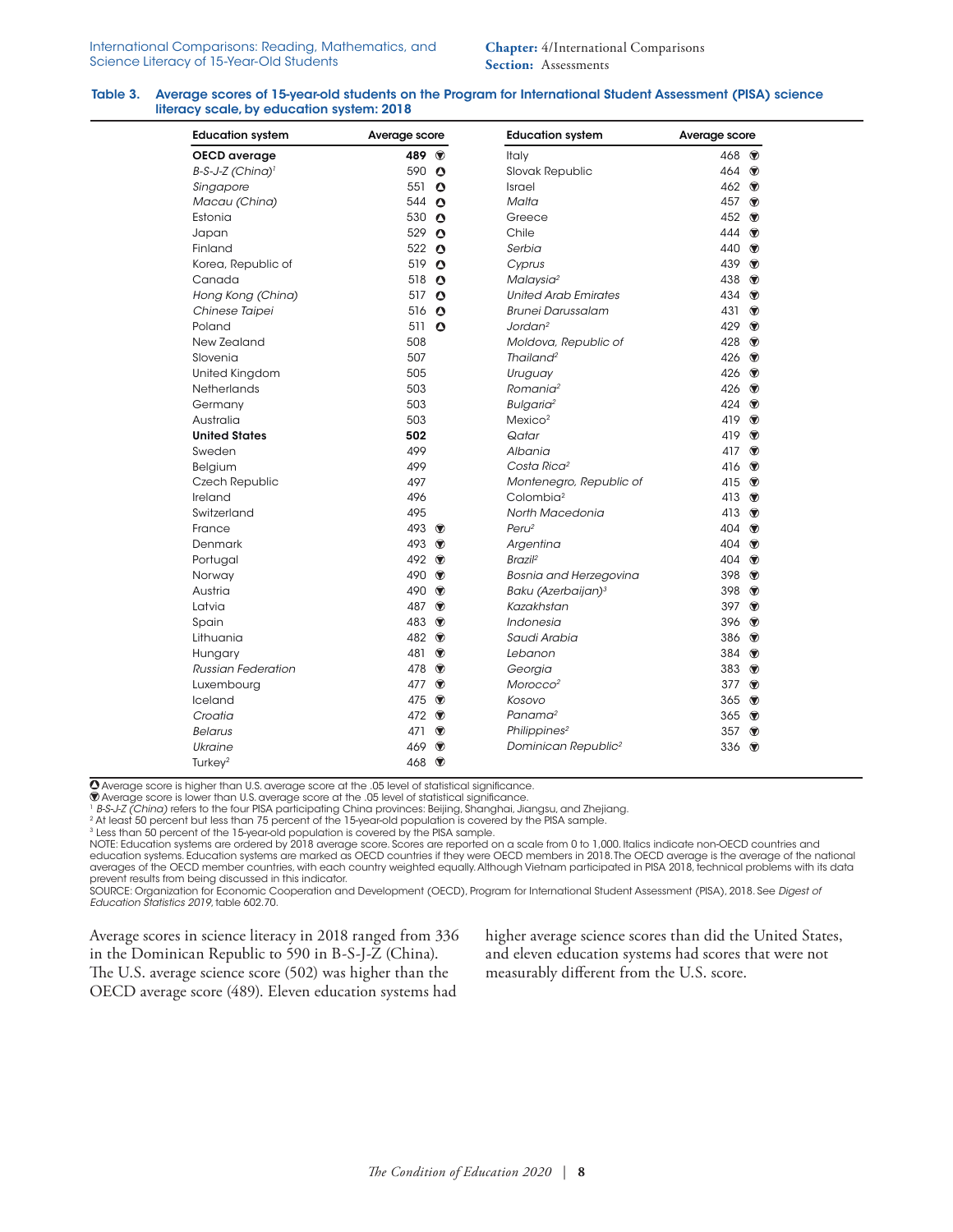**Table 3. Average scores of 15-year-old students on the Program for International Student Assessment (PISA) science literacy scale, by education system: 2018**

| Education system | Average score | | Education system | Average score | |
|---|---|---|---|---|---|
| **OECD average** | **489** | ▼ | Italy | 468 | ▼ |
| *B-S-J-Z (China)*[1] | 590 | ▲ | Slovak Republic | 464 | ▼ |
| *Singapore* | 551 | ▲ | Israel | 462 | ▼ |
| *Macau (China)* | 544 | ▲ | *Malta* | 457 | ▼ |
| Estonia | 530 | ▲ | Greece | 452 | ▼ |
| Japan | 529 | ▲ | Chile | 444 | ▼ |
| Finland | 522 | ▲ | *Serbia* | 440 | ▼ |
| Korea, Republic of | 519 | ▲ | *Cyprus* | 439 | ▼ |
| Canada | 518 | ▲ | *Malaysia*[2] | 438 | ▼ |
| *Hong Kong (China)* | 517 | ▲ | *United Arab Emirates* | 434 | ▼ |
| *Chinese Taipei* | 516 | ▲ | *Brunei Darussalam* | 431 | ▼ |
| Poland | 511 | ▲ | *Jordan*[2] | 429 | ▼ |
| New Zealand | 508 | | *Moldova, Republic of* | 428 | ▼ |
| Slovenia | 507 | | *Thailand*[2] | 426 | ▼ |
| United Kingdom | 505 | | *Uruguay* | 426 | ▼ |
| Netherlands | 503 | | *Romania*[2] | 426 | ▼ |
| Germany | 503 | | *Bulgaria*[2] | 424 | ▼ |
| Australia | 503 | | Mexico[2] | 419 | ▼ |
| **United States** | **502** | | *Qatar* | 419 | ▼ |
| Sweden | 499 | | *Albania* | 417 | ▼ |
| Belgium | 499 | | *Costa Rica*[2] | 416 | ▼ |
| Czech Republic | 497 | | *Montenegro, Republic of* | 415 | ▼ |
| Ireland | 496 | | Colombia[2] | 413 | ▼ |
| Switzerland | 495 | | *North Macedonia* | 413 | ▼ |
| France | 493 | ▼ | *Peru*[2] | 404 | ▼ |
| Denmark | 493 | ▼ | *Argentina* | 404 | ▼ |
| Portugal | 492 | ▼ | *Brazil*[2] | 404 | ▼ |
| Norway | 490 | ▼ | *Bosnia and Herzegovina* | 398 | ▼ |
| Austria | 490 | ▼ | *Baku (Azerbaijan)*[3] | 398 | ▼ |
| Latvia | 487 | ▼ | *Kazakhstan* | 397 | ▼ |
| Spain | 483 | ▼ | *Indonesia* | 396 | ▼ |
| Lithuania | 482 | ▼ | *Saudi Arabia* | 386 | ▼ |
| Hungary | 481 | ▼ | *Lebanon* | 384 | ▼ |
| *Russian Federation* | 478 | ▼ | *Georgia* | 383 | ▼ |
| Luxembourg | 477 | ▼ | *Morocco*[2] | 377 | ▼ |
| Iceland | 475 | ▼ | *Kosovo* | 365 | ▼ |
| *Croatia* | 472 | ▼ | *Panama*[2] | 365 | ▼ |
| *Belarus* | 471 | ▼ | *Philippines*[2] | 357 | ▼ |
| *Ukraine* | 469 | ▼ | *Dominican Republic*[2] | 336 | ▼ |
| Turkey[2] | 468 | ▼ | | | |

▲ Average score is higher than U.S. average score at the .05 level of statistical significance.
▼ Average score is lower than U.S. average score at the .05 level of statistical significance.
[1] *B-S-J-Z (China)* refers to the four PISA participating China provinces: Beijing, Shanghai, Jiangsu, and Zhejiang.
[2] At least 50 percent but less than 75 percent of the 15-year-old population is covered by the PISA sample.
[3] Less than 50 percent of the 15-year-old population is covered by the PISA sample.
NOTE: Education systems are ordered by 2018 average score. Scores are reported on a scale from 0 to 1,000. Italics indicate non-OECD countries and education systems. Education systems are marked as OECD countries if they were OECD members in 2018. The OECD average is the average of the national averages of the OECD member countries, with each country weighted equally. Although Vietnam participated in PISA 2018, technical problems with its data prevent results from being discussed in this indicator.
SOURCE: Organization for Economic Cooperation and Development (OECD), Program for International Student Assessment (PISA), 2018. See *Digest of Education Statistics 2019*, table 602.70.

Average scores in science literacy in 2018 ranged from 336 in the Dominican Republic to 590 in B-S-J-Z (China). The U.S. average science score (502) was higher than the OECD average score (489). Eleven education systems had higher average science scores than did the United States, and eleven education systems had scores that were not measurably different from the U.S. score.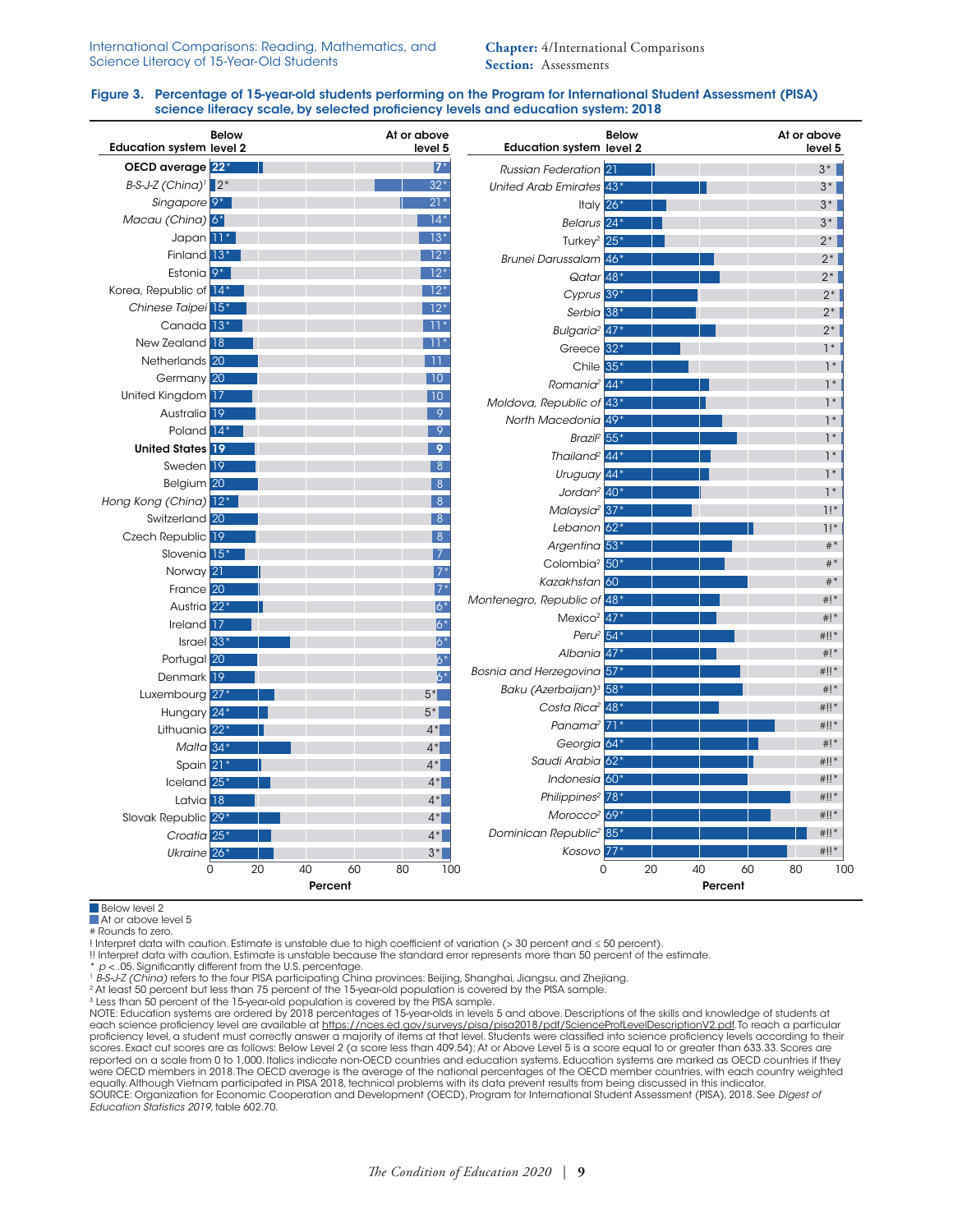**Figure 3. Percentage of 15-year-old students performing on the Program for International Student Assessment (PISA) science literacy scale, by selected proficiency levels and education system: 2018**

| Education system | Below level 2 | At or above level 5 |
|---|---|---|
| **OECD average** | **22*** | **7*** |
| *B-S-J-Z (China)*[1] | 2* | 32* |
| *Singapore* | 9* | 21* |
| *Macau (China)* | 6* | 14* |
| Japan | 11* | 13* |
| Finland | 13* | 12* |
| Estonia | 9* | 12* |
| Korea, Republic of | 14* | 12* |
| *Chinese Taipei* | 15* | 12* |
| Canada | 13* | 11* |
| New Zealand | 18 | 11* |
| Netherlands | 20 | 11 |
| Germany | 20 | 10 |
| United Kingdom | 17 | 10 |
| Australia | 19 | 9 |
| Poland | 14* | 9 |
| **United States** | **19** | **9** |
| Sweden | 19 | 8 |
| Belgium | 20 | 8 |
| *Hong Kong (China)* | 12* | 8 |
| Switzerland | 20 | 8 |
| Czech Republic | 19 | 8 |
| Slovenia | 15* | 7 |
| Norway | 21 | 7* |
| France | 20 | 7* |
| Austria | 22* | 6* |
| Ireland | 17 | 6* |
| Israel | 33* | 6* |
| Portugal | 20 | 6* |
| Denmark | 19 | 6* |
| Luxembourg | 27* | 5* |
| Hungary | 24* | 5* |
| Lithuania | 22* | 4* |
| *Malta* | 34* | 4* |
| Spain | 21* | 4* |
| Iceland | 25* | 4* |
| Latvia | 18 | 4* |
| Slovak Republic | 29* | 4* |
| *Croatia* | 25* | 4* |
| *Ukraine* | 26* | 3* |
| *Russian Federation* | 21 | 3* |
| *United Arab Emirates* | 43* | 3* |
| Italy | 26* | 3* |
| *Belarus* | 24* | 3* |
| Turkey[2] | 25* | 2* |
| *Brunei Darussalam* | 46* | 2* |
| *Qatar* | 48* | 2* |
| *Cyprus* | 39* | 2* |
| *Serbia* | 38* | 2* |
| *Bulgaria*[2] | 47* | 2* |
| Greece | 32* | 1* |
| Chile | 35* | 1* |
| *Romania*[2] | 44* | 1* |
| *Moldova, Republic of* | 43* | 1* |
| *North Macedonia* | 49* | 1* |
| *Brazil*[2] | 55* | 1* |
| *Thailand*[2] | 44* | 1* |
| *Uruguay* | 44* | 1* |
| *Jordan*[2] | 40* | 1* |
| *Malaysia*[2] | 37* | 1!* |
| *Lebanon* | 62* | 1!* |
| *Argentina* | 53* | #* |
| Colombia[2] | 50* | #* |
| *Kazakhstan* | 60 | #* |
| *Montenegro, Republic of* | 48* | #!* |
| Mexico[2] | 47* | #!* |
| *Peru*[2] | 54* | #!!* |
| *Albania* | 47* | #!* |
| *Bosnia and Herzegovina* | 57* | #!!* |
| *Baku (Azerbaijan)*[3] | 58* | #!* |
| *Costa Rica*[2] | 48* | #!!* |
| *Panama*[2] | 71* | #!!* |
| *Georgia* | 64* | #!* |
| *Saudi Arabia* | 62* | #!!* |
| *Indonesia* | 60* | #!!* |
| *Philippines*[2] | 78* | #!!* |
| *Morocco*[2] | 69* | #!!* |
| *Dominican Republic*[2] | 85* | #!!* |
| *Kosovo* | 77* | #!!* |

Below level 2
At or above level 5

\# Rounds to zero.

! Interpret data with caution. Estimate is unstable due to high coefficient of variation (> 30 percent and ≤ 50 percent).

!! Interpret data with caution. Estimate is unstable because the standard error represents more than 50 percent of the estimate.

\* $p < .05$. Significantly different from the U.S. percentage.

[1] *B-S-J-Z (China)* refers to the four PISA participating China provinces: Beijing, Shanghai, Jiangsu, and Zhejiang.

[2] At least 50 percent but less than 75 percent of the 15-year-old population is covered by the PISA sample.

[3] Less than 50 percent of the 15-year-old population is covered by the PISA sample.

NOTE: Education systems are ordered by 2018 percentages of 15-year-olds in levels 5 and above. Descriptions of the skills and knowledge of students at each science proficiency level are available at https://nces.ed.gov/surveys/pisa/pisa2018/pdf/ScienceProfLevelDescriptionV2.pdf. To reach a particular proficiency level, a student must correctly answer a majority of items at that level. Students were classified into science proficiency levels according to their scores. Exact cut scores are as follows: Below Level 2 (a score less than 409.54); At or Above Level 5 is a score equal to or greater than 633.33. Scores are reported on a scale from 0 to 1,000. Italics indicate non-OECD countries and education systems. Education systems are marked as OECD countries if they were OECD members in 2018. The OECD average is the average of the national percentages of the OECD member countries, with each country weighted equally. Although Vietnam participated in PISA 2018, technical problems with its data prevent results from being discussed in this indicator.

SOURCE: Organization for Economic Cooperation and Development (OECD), Program for International Student Assessment (PISA), 2018. See *Digest of Education Statistics 2019*, table 602.70.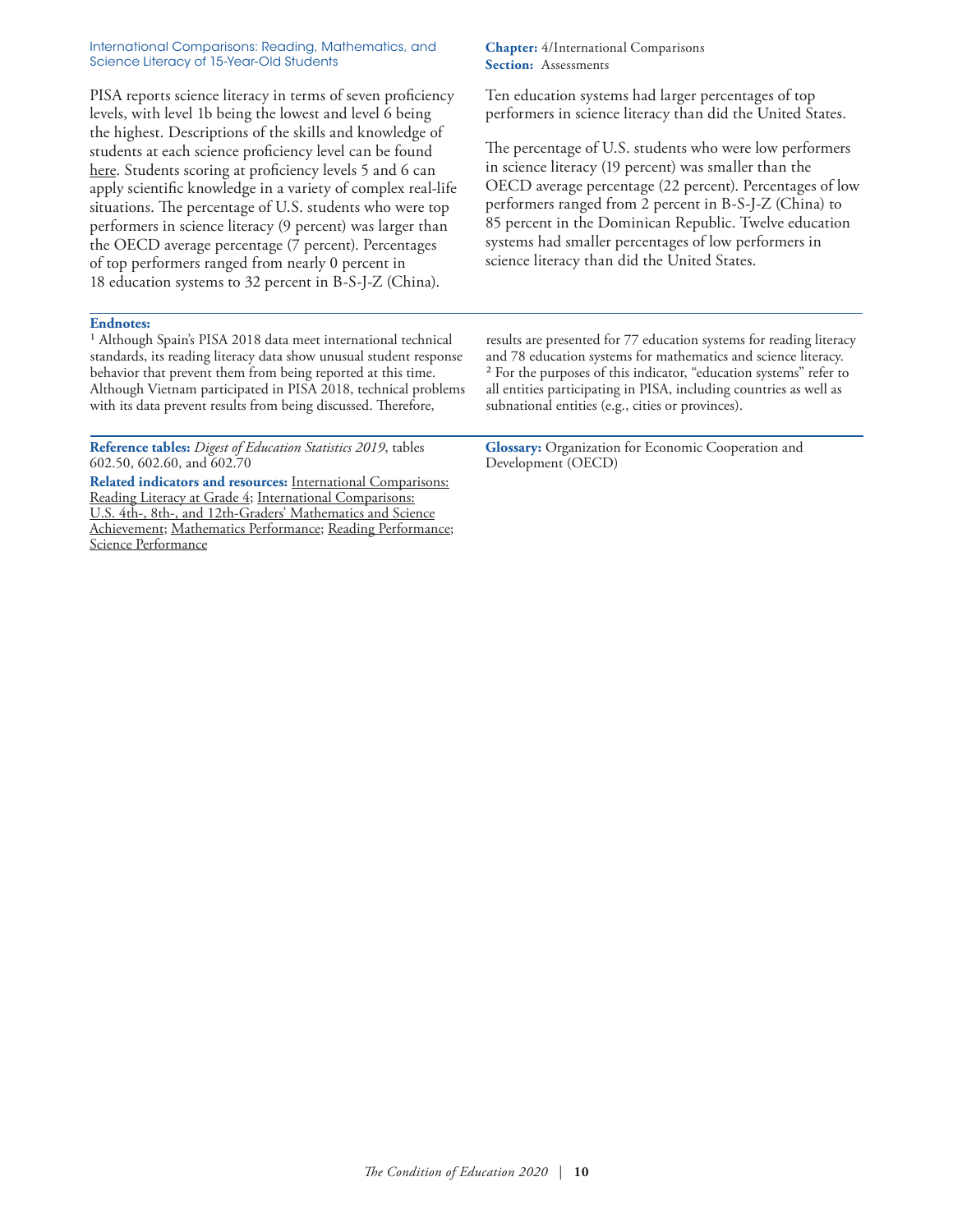PISA reports science literacy in terms of seven proficiency levels, with level 1b being the lowest and level 6 being the highest. Descriptions of the skills and knowledge of students at each science proficiency level can be found here. Students scoring at proficiency levels 5 and 6 can apply scientific knowledge in a variety of complex real-life situations. The percentage of U.S. students who were top performers in science literacy (9 percent) was larger than the OECD average percentage (7 percent). Percentages of top performers ranged from nearly 0 percent in 18 education systems to 32 percent in B-S-J-Z (China).

Ten education systems had larger percentages of top performers in science literacy than did the United States.

The percentage of U.S. students who were low performers in science literacy (19 percent) was smaller than the OECD average percentage (22 percent). Percentages of low performers ranged from 2 percent in B-S-J-Z (China) to 85 percent in the Dominican Republic. Twelve education systems had smaller percentages of low performers in science literacy than did the United States.

**Endnotes:**

[1] Although Spain's PISA 2018 data meet international technical standards, its reading literacy data show unusual student response behavior that prevent them from being reported at this time. Although Vietnam participated in PISA 2018, technical problems with its data prevent results from being discussed. Therefore, results are presented for 77 education systems for reading literacy and 78 education systems for mathematics and science literacy.

[2] For the purposes of this indicator, "education systems" refer to all entities participating in PISA, including countries as well as subnational entities (e.g., cities or provinces).

**Reference tables:** *Digest of Education Statistics 2019*, tables 602.50, 602.60, and 602.70

**Related indicators and resources:** International Comparisons: Reading Literacy at Grade 4; International Comparisons: U.S. 4th-, 8th-, and 12th-Graders' Mathematics and Science Achievement; Mathematics Performance; Reading Performance; Science Performance

**Glossary:** Organization for Economic Cooperation and Development (OECD)